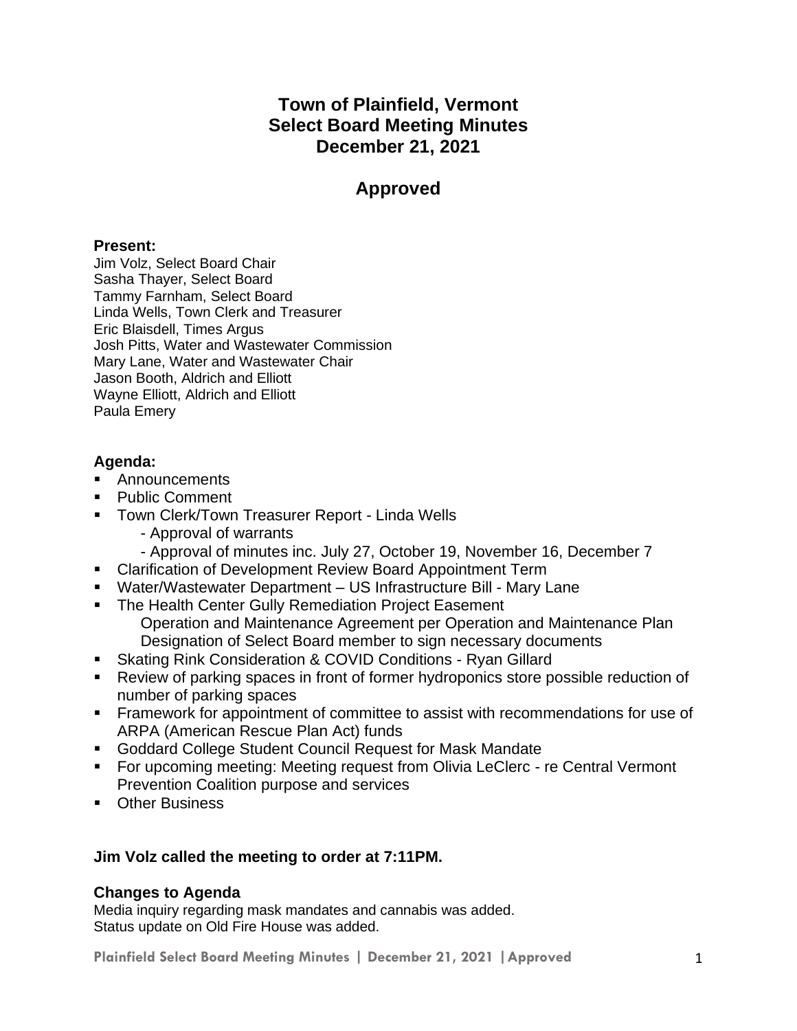# Town of Plainfield, Vermont
# Select Board Meeting Minutes
# December 21, 2021

## Approved

### Present:

Jim Volz, Select Board Chair
Sasha Thayer, Select Board
Tammy Farnham, Select Board
Linda Wells, Town Clerk and Treasurer
Eric Blaisdell, Times Argus
Josh Pitts, Water and Wastewater Commission
Mary Lane, Water and Wastewater Chair
Jason Booth, Aldrich and Elliott
Wayne Elliott, Aldrich and Elliott
Paula Emery

### Agenda:

- Announcements
- Public Comment
- Town Clerk/Town Treasurer Report - Linda Wells
  - Approval of warrants
  - Approval of minutes inc. July 27, October 19, November 16, December 7
- Clarification of Development Review Board Appointment Term
- Water/Wastewater Department – US Infrastructure Bill - Mary Lane
- The Health Center Gully Remediation Project Easement
  Operation and Maintenance Agreement per Operation and Maintenance Plan
  Designation of Select Board member to sign necessary documents
- Skating Rink Consideration & COVID Conditions - Ryan Gillard
- Review of parking spaces in front of former hydroponics store possible reduction of number of parking spaces
- Framework for appointment of committee to assist with recommendations for use of ARPA (American Rescue Plan Act) funds
- Goddard College Student Council Request for Mask Mandate
- For upcoming meeting: Meeting request from Olivia LeClerc - re Central Vermont Prevention Coalition purpose and services
- Other Business

**Jim Volz called the meeting to order at 7:11PM.**

### Changes to Agenda

Media inquiry regarding mask mandates and cannabis was added.
Status update on Old Fire House was added.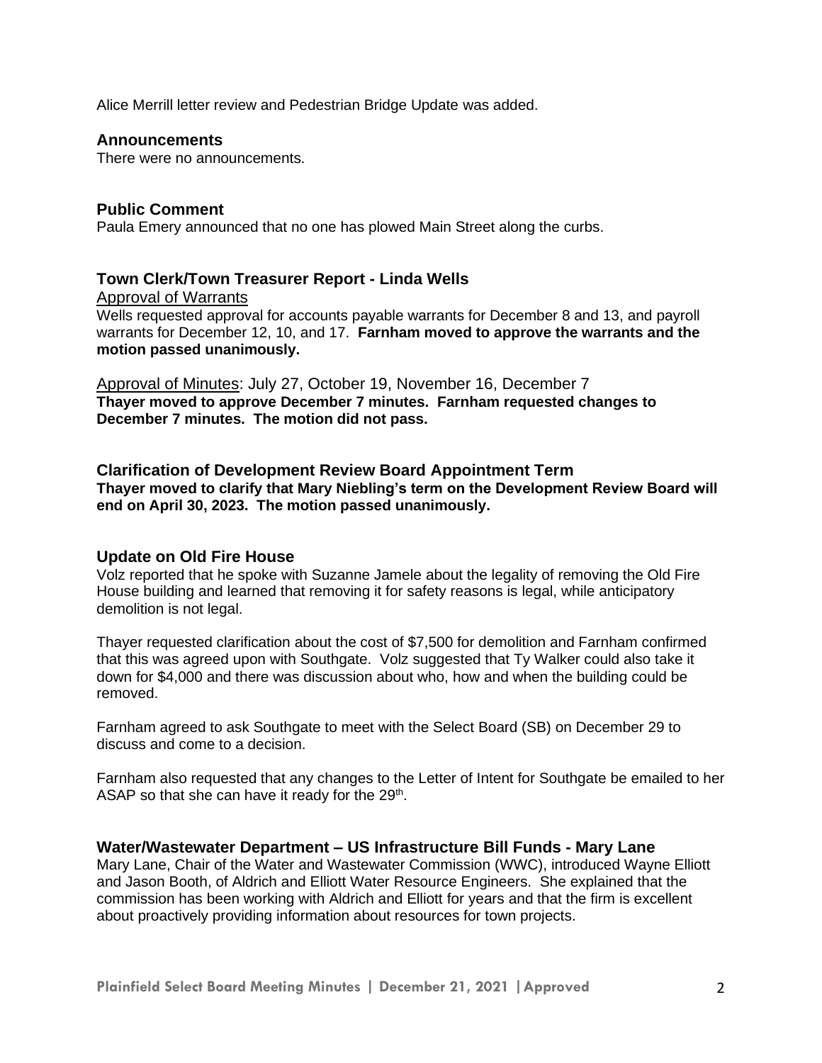Alice Merrill letter review and Pedestrian Bridge Update was added.

## Announcements

There were no announcements.

## Public Comment

Paula Emery announced that no one has plowed Main Street along the curbs.

## Town Clerk/Town Treasurer Report - Linda Wells

Approval of Warrants

Wells requested approval for accounts payable warrants for December 8 and 13, and payroll warrants for December 12, 10, and 17. **Farnham moved to approve the warrants and the motion passed unanimously.**

Approval of Minutes: July 27, October 19, November 16, December 7

**Thayer moved to approve December 7 minutes. Farnham requested changes to December 7 minutes. The motion did not pass.**

## Clarification of Development Review Board Appointment Term

**Thayer moved to clarify that Mary Niebling's term on the Development Review Board will end on April 30, 2023. The motion passed unanimously.**

## Update on Old Fire House

Volz reported that he spoke with Suzanne Jamele about the legality of removing the Old Fire House building and learned that removing it for safety reasons is legal, while anticipatory demolition is not legal.

Thayer requested clarification about the cost of $7,500 for demolition and Farnham confirmed that this was agreed upon with Southgate. Volz suggested that Ty Walker could also take it down for $4,000 and there was discussion about who, how and when the building could be removed.

Farnham agreed to ask Southgate to meet with the Select Board (SB) on December 29 to discuss and come to a decision.

Farnham also requested that any changes to the Letter of Intent for Southgate be emailed to her ASAP so that she can have it ready for the 29th.

## Water/Wastewater Department – US Infrastructure Bill Funds - Mary Lane

Mary Lane, Chair of the Water and Wastewater Commission (WWC), introduced Wayne Elliott and Jason Booth, of Aldrich and Elliott Water Resource Engineers. She explained that the commission has been working with Aldrich and Elliott for years and that the firm is excellent about proactively providing information about resources for town projects.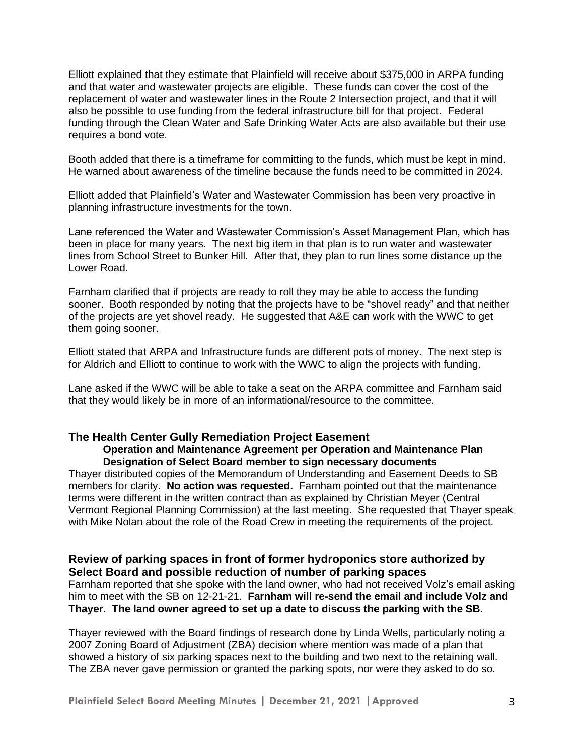Elliott explained that they estimate that Plainfield will receive about $375,000 in ARPA funding and that water and wastewater projects are eligible. These funds can cover the cost of the replacement of water and wastewater lines in the Route 2 Intersection project, and that it will also be possible to use funding from the federal infrastructure bill for that project. Federal funding through the Clean Water and Safe Drinking Water Acts are also available but their use requires a bond vote.

Booth added that there is a timeframe for committing to the funds, which must be kept in mind. He warned about awareness of the timeline because the funds need to be committed in 2024.

Elliott added that Plainfield's Water and Wastewater Commission has been very proactive in planning infrastructure investments for the town.

Lane referenced the Water and Wastewater Commission's Asset Management Plan, which has been in place for many years. The next big item in that plan is to run water and wastewater lines from School Street to Bunker Hill. After that, they plan to run lines some distance up the Lower Road.

Farnham clarified that if projects are ready to roll they may be able to access the funding sooner. Booth responded by noting that the projects have to be "shovel ready" and that neither of the projects are yet shovel ready. He suggested that A&E can work with the WWC to get them going sooner.

Elliott stated that ARPA and Infrastructure funds are different pots of money. The next step is for Aldrich and Elliott to continue to work with the WWC to align the projects with funding.

Lane asked if the WWC will be able to take a seat on the ARPA committee and Farnham said that they would likely be in more of an informational/resource to the committee.

## The Health Center Gully Remediation Project Easement

**Operation and Maintenance Agreement per Operation and Maintenance Plan**
**Designation of Select Board member to sign necessary documents**

Thayer distributed copies of the Memorandum of Understanding and Easement Deeds to SB members for clarity. **No action was requested.** Farnham pointed out that the maintenance terms were different in the written contract than as explained by Christian Meyer (Central Vermont Regional Planning Commission) at the last meeting. She requested that Thayer speak with Mike Nolan about the role of the Road Crew in meeting the requirements of the project.

## Review of parking spaces in front of former hydroponics store authorized by Select Board and possible reduction of number of parking spaces

Farnham reported that she spoke with the land owner, who had not received Volz's email asking him to meet with the SB on 12-21-21. **Farnham will re-send the email and include Volz and Thayer. The land owner agreed to set up a date to discuss the parking with the SB.**

Thayer reviewed with the Board findings of research done by Linda Wells, particularly noting a 2007 Zoning Board of Adjustment (ZBA) decision where mention was made of a plan that showed a history of six parking spaces next to the building and two next to the retaining wall. The ZBA never gave permission or granted the parking spots, nor were they asked to do so.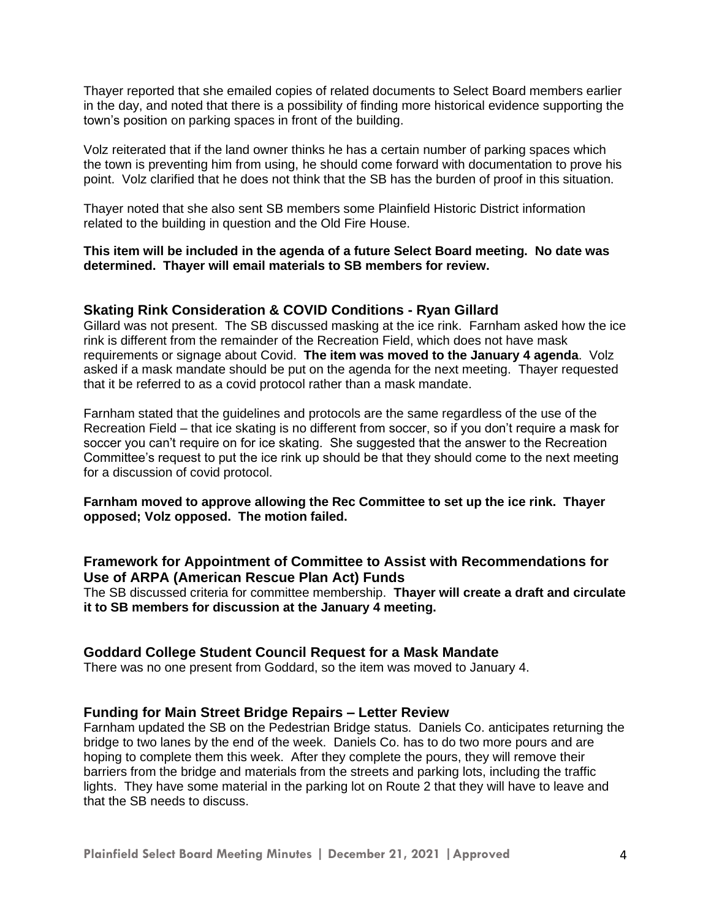Thayer reported that she emailed copies of related documents to Select Board members earlier in the day, and noted that there is a possibility of finding more historical evidence supporting the town's position on parking spaces in front of the building.

Volz reiterated that if the land owner thinks he has a certain number of parking spaces which the town is preventing him from using, he should come forward with documentation to prove his point. Volz clarified that he does not think that the SB has the burden of proof in this situation.

Thayer noted that she also sent SB members some Plainfield Historic District information related to the building in question and the Old Fire House.

**This item will be included in the agenda of a future Select Board meeting. No date was determined. Thayer will email materials to SB members for review.**

## Skating Rink Consideration & COVID Conditions - Ryan Gillard

Gillard was not present. The SB discussed masking at the ice rink. Farnham asked how the ice rink is different from the remainder of the Recreation Field, which does not have mask requirements or signage about Covid. **The item was moved to the January 4 agenda**. Volz asked if a mask mandate should be put on the agenda for the next meeting. Thayer requested that it be referred to as a covid protocol rather than a mask mandate.

Farnham stated that the guidelines and protocols are the same regardless of the use of the Recreation Field – that ice skating is no different from soccer, so if you don't require a mask for soccer you can't require on for ice skating. She suggested that the answer to the Recreation Committee's request to put the ice rink up should be that they should come to the next meeting for a discussion of covid protocol.

**Farnham moved to approve allowing the Rec Committee to set up the ice rink. Thayer opposed; Volz opposed. The motion failed.**

## Framework for Appointment of Committee to Assist with Recommendations for Use of ARPA (American Rescue Plan Act) Funds

The SB discussed criteria for committee membership. **Thayer will create a draft and circulate it to SB members for discussion at the January 4 meeting.**

## Goddard College Student Council Request for a Mask Mandate

There was no one present from Goddard, so the item was moved to January 4.

## Funding for Main Street Bridge Repairs – Letter Review

Farnham updated the SB on the Pedestrian Bridge status. Daniels Co. anticipates returning the bridge to two lanes by the end of the week. Daniels Co. has to do two more pours and are hoping to complete them this week. After they complete the pours, they will remove their barriers from the bridge and materials from the streets and parking lots, including the traffic lights. They have some material in the parking lot on Route 2 that they will have to leave and that the SB needs to discuss.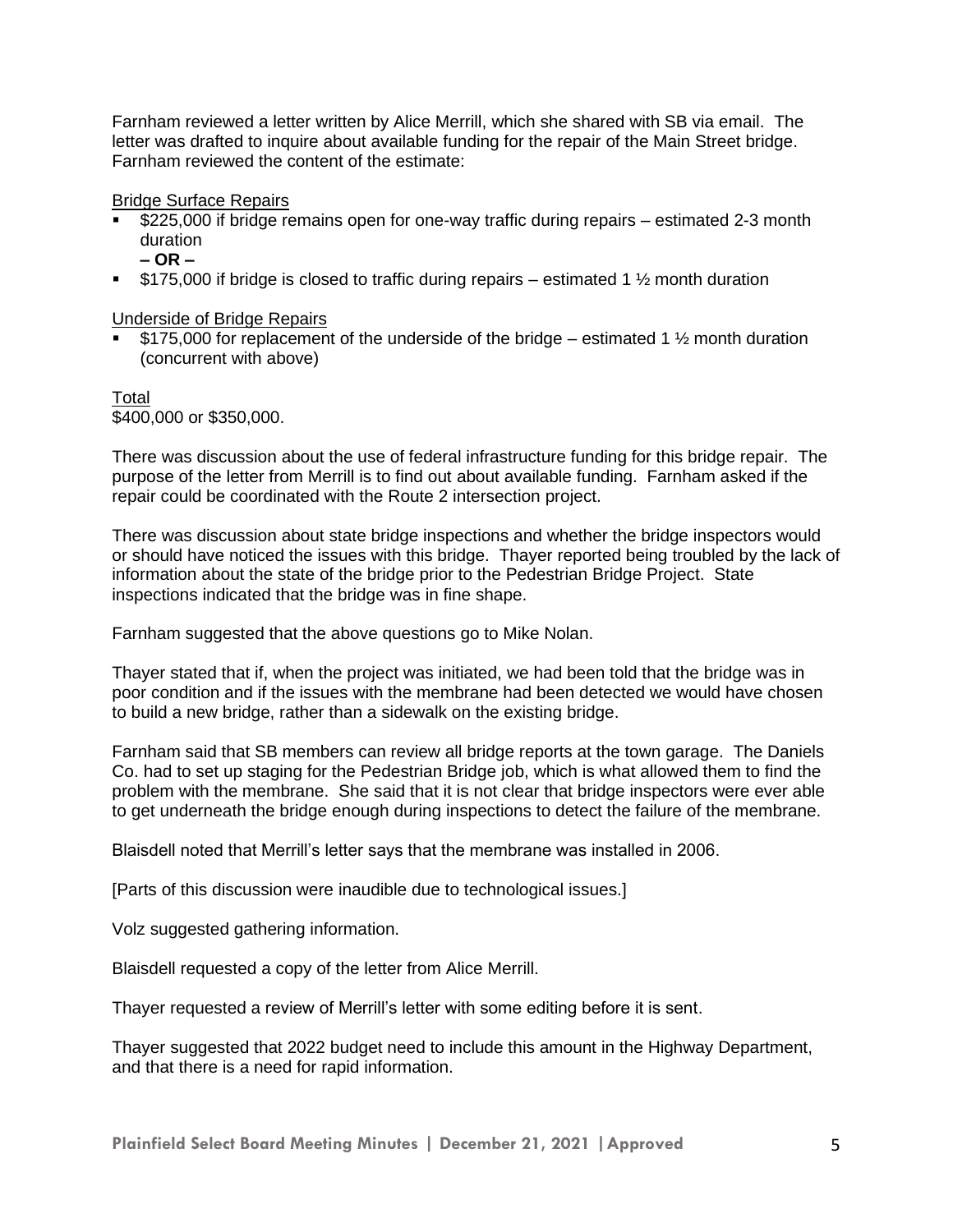Farnham reviewed a letter written by Alice Merrill, which she shared with SB via email. The letter was drafted to inquire about available funding for the repair of the Main Street bridge. Farnham reviewed the content of the estimate:

Bridge Surface Repairs

- $225,000 if bridge remains open for one-way traffic during repairs – estimated 2-3 month duration
  **– OR –**
- $175,000 if bridge is closed to traffic during repairs – estimated 1 ½ month duration

Underside of Bridge Repairs

- $175,000 for replacement of the underside of the bridge – estimated 1 ½ month duration (concurrent with above)

Total
$400,000 or $350,000.

There was discussion about the use of federal infrastructure funding for this bridge repair. The purpose of the letter from Merrill is to find out about available funding. Farnham asked if the repair could be coordinated with the Route 2 intersection project.

There was discussion about state bridge inspections and whether the bridge inspectors would or should have noticed the issues with this bridge. Thayer reported being troubled by the lack of information about the state of the bridge prior to the Pedestrian Bridge Project. State inspections indicated that the bridge was in fine shape.

Farnham suggested that the above questions go to Mike Nolan.

Thayer stated that if, when the project was initiated, we had been told that the bridge was in poor condition and if the issues with the membrane had been detected we would have chosen to build a new bridge, rather than a sidewalk on the existing bridge.

Farnham said that SB members can review all bridge reports at the town garage. The Daniels Co. had to set up staging for the Pedestrian Bridge job, which is what allowed them to find the problem with the membrane. She said that it is not clear that bridge inspectors were ever able to get underneath the bridge enough during inspections to detect the failure of the membrane.

Blaisdell noted that Merrill's letter says that the membrane was installed in 2006.

[Parts of this discussion were inaudible due to technological issues.]

Volz suggested gathering information.

Blaisdell requested a copy of the letter from Alice Merrill.

Thayer requested a review of Merrill's letter with some editing before it is sent.

Thayer suggested that 2022 budget need to include this amount in the Highway Department, and that there is a need for rapid information.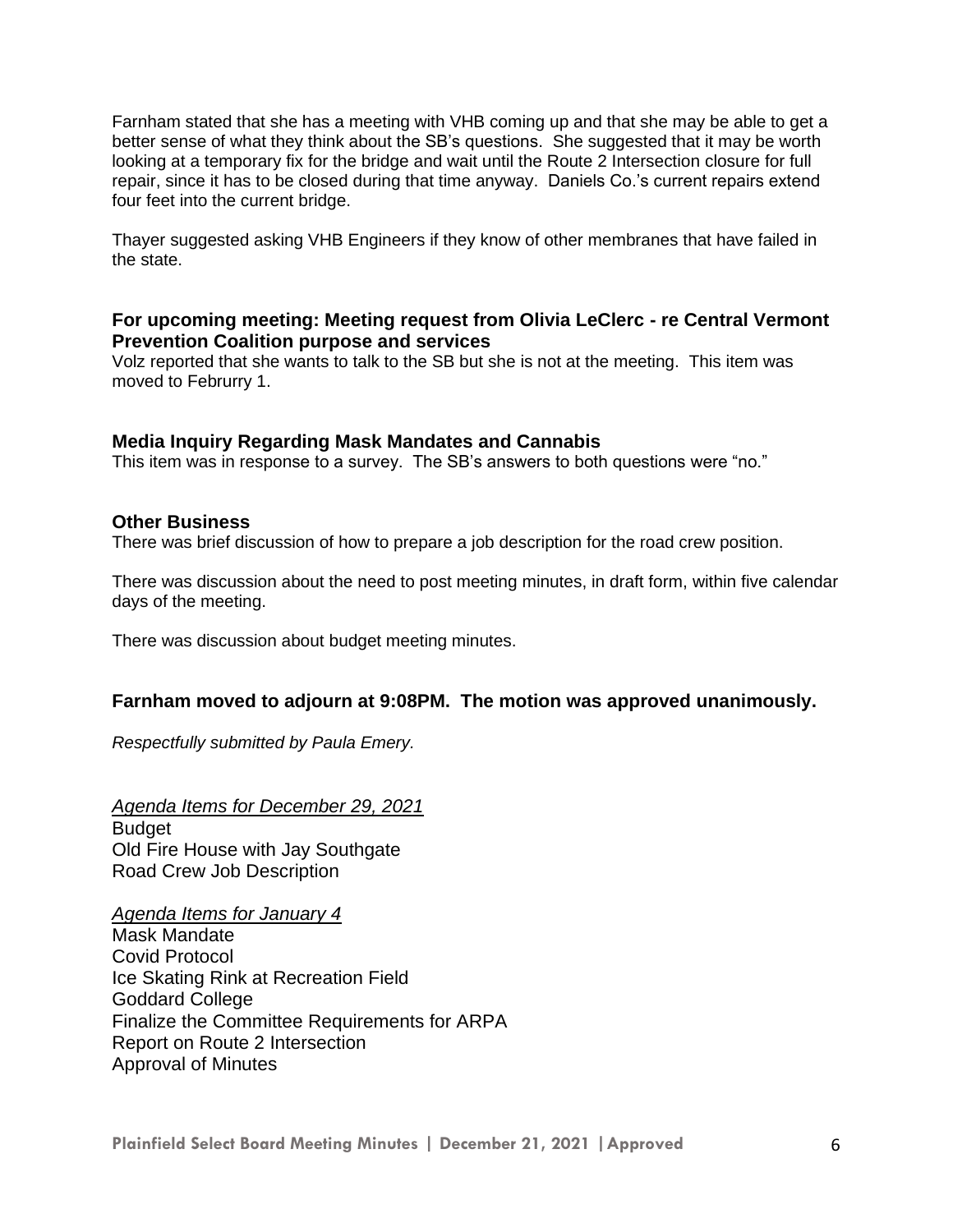Farnham stated that she has a meeting with VHB coming up and that she may be able to get a better sense of what they think about the SB's questions. She suggested that it may be worth looking at a temporary fix for the bridge and wait until the Route 2 Intersection closure for full repair, since it has to be closed during that time anyway. Daniels Co.'s current repairs extend four feet into the current bridge.

Thayer suggested asking VHB Engineers if they know of other membranes that have failed in the state.

### For upcoming meeting: Meeting request from Olivia LeClerc - re Central Vermont Prevention Coalition purpose and services

Volz reported that she wants to talk to the SB but she is not at the meeting. This item was moved to Februrry 1.

### Media Inquiry Regarding Mask Mandates and Cannabis

This item was in response to a survey. The SB's answers to both questions were "no."

### Other Business

There was brief discussion of how to prepare a job description for the road crew position.

There was discussion about the need to post meeting minutes, in draft form, within five calendar days of the meeting.

There was discussion about budget meeting minutes.

### Farnham moved to adjourn at 9:08PM. The motion was approved unanimously.

*Respectfully submitted by Paula Emery.*

*Agenda Items for December 29, 2021*
Budget
Old Fire House with Jay Southgate
Road Crew Job Description

*Agenda Items for January 4*
Mask Mandate
Covid Protocol
Ice Skating Rink at Recreation Field
Goddard College
Finalize the Committee Requirements for ARPA
Report on Route 2 Intersection
Approval of Minutes